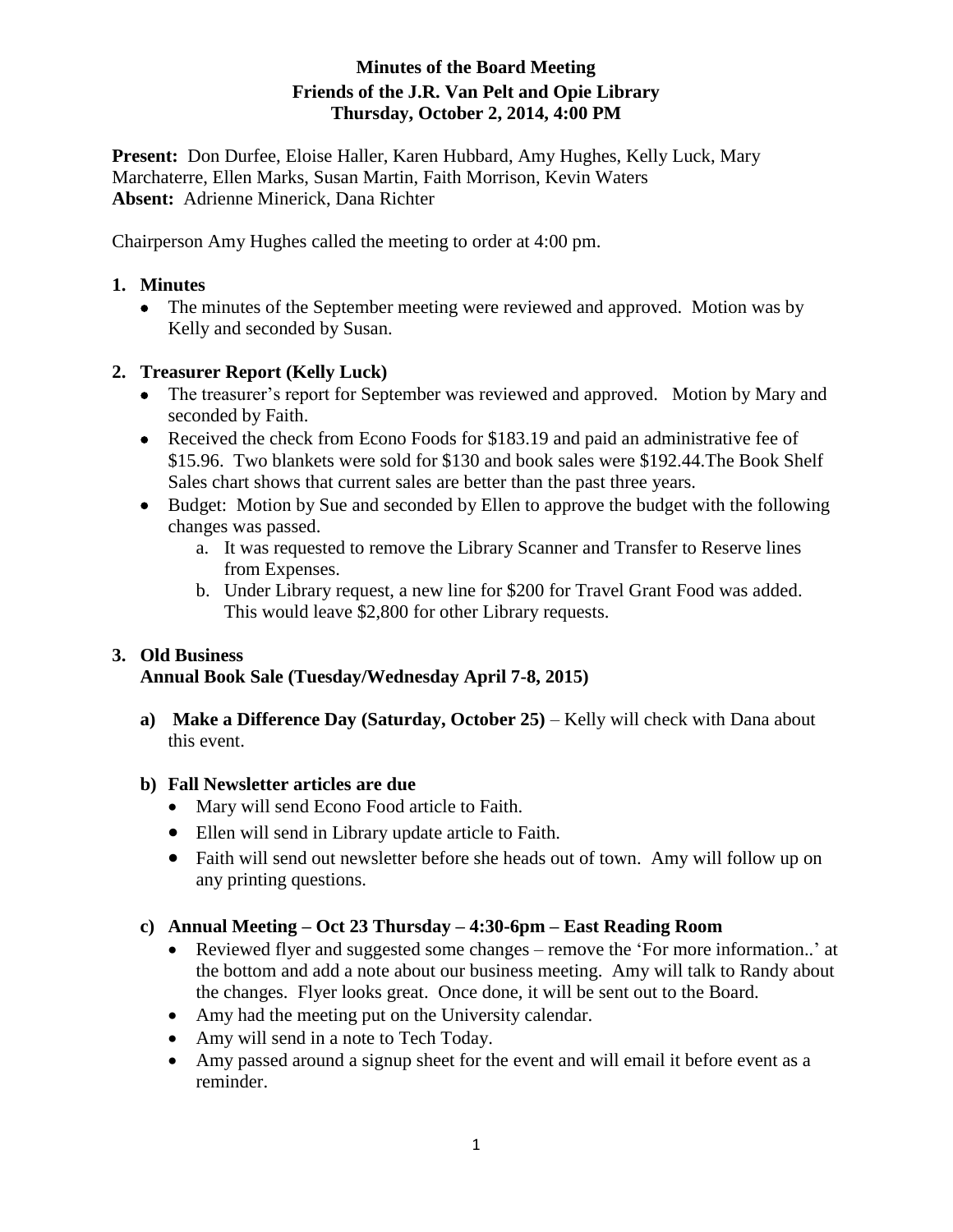**Minutes of the Board Meeting**
**Friends of the J.R. Van Pelt and Opie Library**
**Thursday, October 2, 2014, 4:00 PM**

**Present:** Don Durfee, Eloise Haller, Karen Hubbard, Amy Hughes, Kelly Luck, Mary Marchaterre, Ellen Marks, Susan Martin, Faith Morrison, Kevin Waters
**Absent:** Adrienne Minerick, Dana Richter

Chairperson Amy Hughes called the meeting to order at 4:00 pm.

## 1. Minutes

- The minutes of the September meeting were reviewed and approved. Motion was by Kelly and seconded by Susan.

## 2. Treasurer Report (Kelly Luck)

- The treasurer's report for September was reviewed and approved. Motion by Mary and seconded by Faith.
- Received the check from Econo Foods for $183.19 and paid an administrative fee of $15.96. Two blankets were sold for $130 and book sales were $192.44.The Book Shelf Sales chart shows that current sales are better than the past three years.
- Budget: Motion by Sue and seconded by Ellen to approve the budget with the following changes was passed.
  a. It was requested to remove the Library Scanner and Transfer to Reserve lines from Expenses.
  b. Under Library request, a new line for $200 for Travel Grant Food was added. This would leave $2,800 for other Library requests.

## 3. Old Business

**Annual Book Sale (Tuesday/Wednesday April 7-8, 2015)**

**a) Make a Difference Day (Saturday, October 25)** – Kelly will check with Dana about this event.

**b) Fall Newsletter articles are due**

- Mary will send Econo Food article to Faith.
- Ellen will send in Library update article to Faith.
- Faith will send out newsletter before she heads out of town. Amy will follow up on any printing questions.

**c) Annual Meeting – Oct 23 Thursday – 4:30-6pm – East Reading Room**

- Reviewed flyer and suggested some changes – remove the 'For more information..' at the bottom and add a note about our business meeting. Amy will talk to Randy about the changes. Flyer looks great. Once done, it will be sent out to the Board.
- Amy had the meeting put on the University calendar.
- Amy will send in a note to Tech Today.
- Amy passed around a signup sheet for the event and will email it before event as a reminder.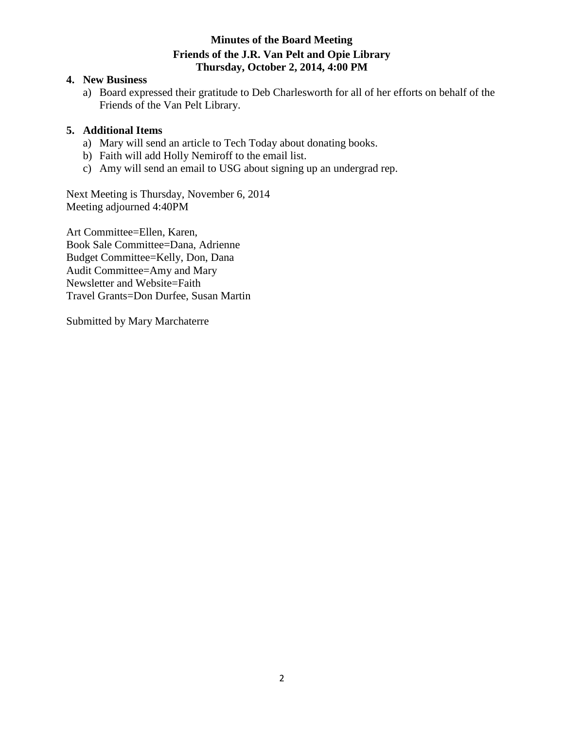**Minutes of the Board Meeting**
**Friends of the J.R. Van Pelt and Opie Library**
**Thursday, October 2, 2014, 4:00 PM**

4. **New Business**
   a) Board expressed their gratitude to Deb Charlesworth for all of her efforts on behalf of the Friends of the Van Pelt Library.

5. **Additional Items**
   a) Mary will send an article to Tech Today about donating books.
   b) Faith will add Holly Nemiroff to the email list.
   c) Amy will send an email to USG about signing up an undergrad rep.

Next Meeting is Thursday, November 6, 2014
Meeting adjourned 4:40PM

Art Committee=Ellen, Karen,
Book Sale Committee=Dana, Adrienne
Budget Committee=Kelly, Don, Dana
Audit Committee=Amy and Mary
Newsletter and Website=Faith
Travel Grants=Don Durfee, Susan Martin

Submitted by Mary Marchaterre